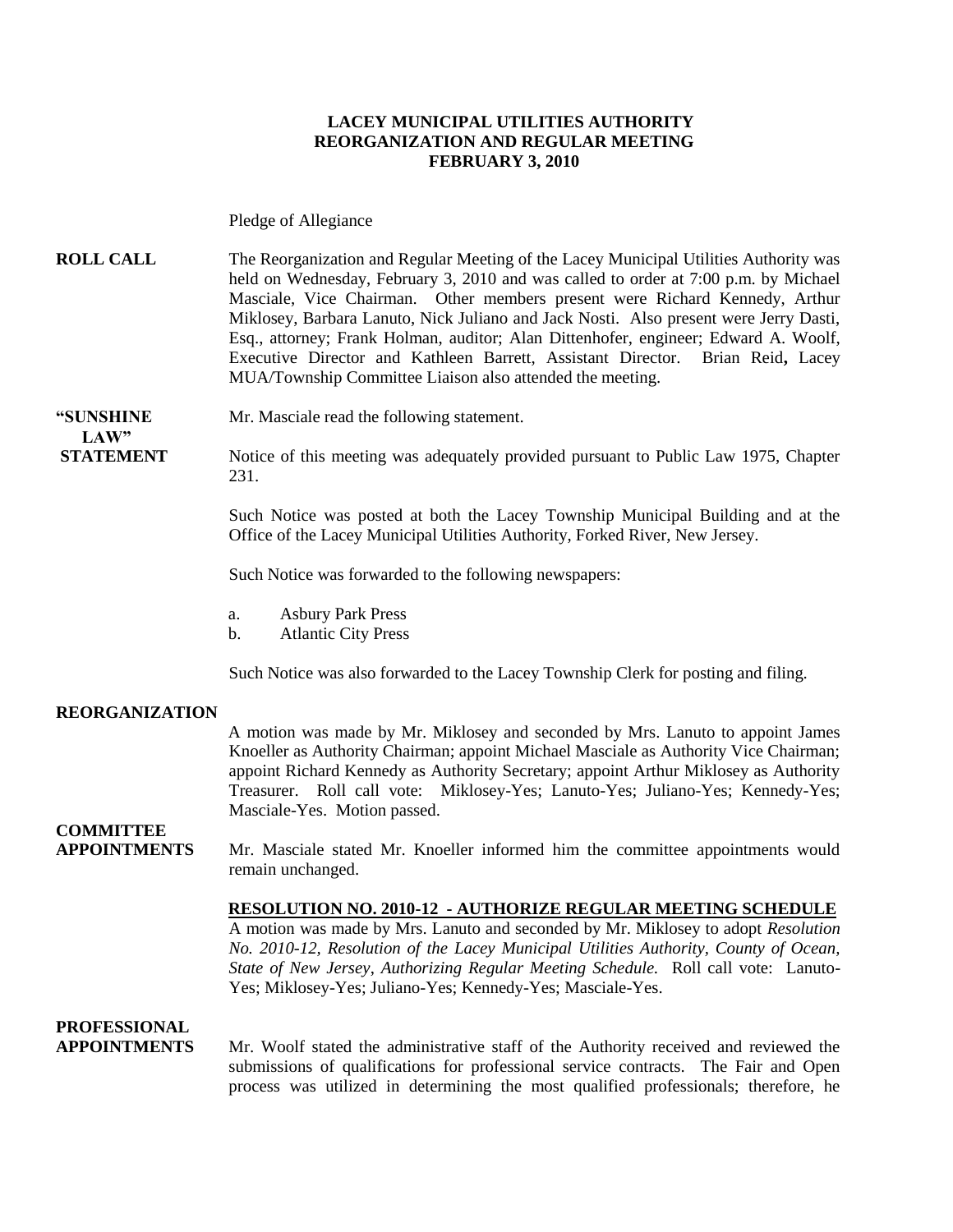**LACEY MUNICIPAL UTILITIES AUTHORITY**
**REORGANIZATION AND REGULAR MEETING**
**FEBRUARY 3, 2010**

Pledge of Allegiance

**ROLL CALL**

The Reorganization and Regular Meeting of the Lacey Municipal Utilities Authority was held on Wednesday, February 3, 2010 and was called to order at 7:00 p.m. by Michael Masciale, Vice Chairman. Other members present were Richard Kennedy, Arthur Miklosey, Barbara Lanuto, Nick Juliano and Jack Nosti. Also present were Jerry Dasti, Esq., attorney; Frank Holman, auditor; Alan Dittenhofer, engineer; Edward A. Woolf, Executive Director and Kathleen Barrett, Assistant Director. Brian Reid**,** Lacey MUA/Township Committee Liaison also attended the meeting.

**"SUNSHINE LAW" STATEMENT**

Mr. Masciale read the following statement.

Notice of this meeting was adequately provided pursuant to Public Law 1975, Chapter 231.

Such Notice was posted at both the Lacey Township Municipal Building and at the Office of the Lacey Municipal Utilities Authority, Forked River, New Jersey.

Such Notice was forwarded to the following newspapers:

a. Asbury Park Press
b. Atlantic City Press

Such Notice was also forwarded to the Lacey Township Clerk for posting and filing.

**REORGANIZATION**

A motion was made by Mr. Miklosey and seconded by Mrs. Lanuto to appoint James Knoeller as Authority Chairman; appoint Michael Masciale as Authority Vice Chairman; appoint Richard Kennedy as Authority Secretary; appoint Arthur Miklosey as Authority Treasurer. Roll call vote: Miklosey-Yes; Lanuto-Yes; Juliano-Yes; Kennedy-Yes; Masciale-Yes. Motion passed.

**COMMITTEE APPOINTMENTS**

Mr. Masciale stated Mr. Knoeller informed him the committee appointments would remain unchanged.

**RESOLUTION NO. 2010-12 - AUTHORIZE REGULAR MEETING SCHEDULE**

A motion was made by Mrs. Lanuto and seconded by Mr. Miklosey to adopt *Resolution No. 2010-12, Resolution of the Lacey Municipal Utilities Authority, County of Ocean, State of New Jersey, Authorizing Regular Meeting Schedule.* Roll call vote: Lanuto-Yes; Miklosey-Yes; Juliano-Yes; Kennedy-Yes; Masciale-Yes.

**PROFESSIONAL APPOINTMENTS**

Mr. Woolf stated the administrative staff of the Authority received and reviewed the submissions of qualifications for professional service contracts. The Fair and Open process was utilized in determining the most qualified professionals; therefore, he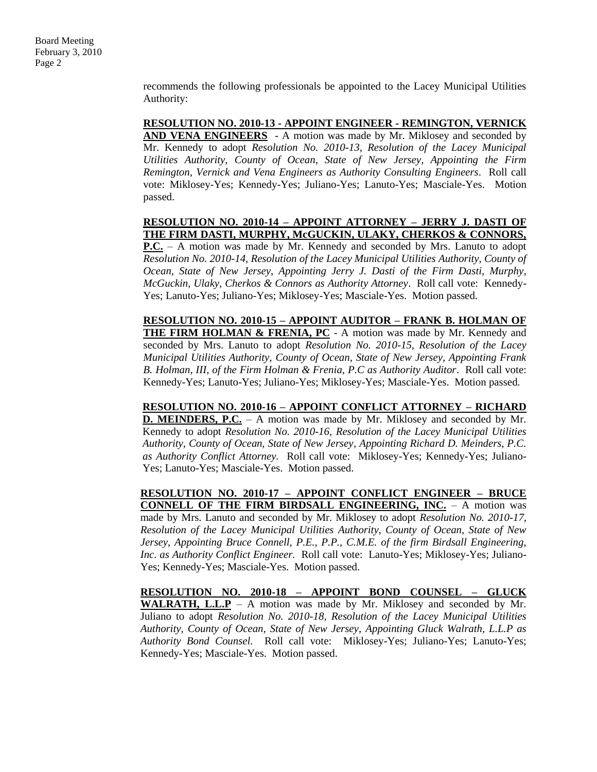recommends the following professionals be appointed to the Lacey Municipal Utilities Authority:

**RESOLUTION NO. 2010-13 - APPOINT ENGINEER - REMINGTON, VERNICK AND VENA ENGINEERS** - A motion was made by Mr. Miklosey and seconded by Mr. Kennedy to adopt *Resolution No. 2010-13, Resolution of the Lacey Municipal Utilities Authority, County of Ocean, State of New Jersey, Appointing the Firm Remington, Vernick and Vena Engineers as Authority Consulting Engineers*. Roll call vote: Miklosey-Yes; Kennedy-Yes; Juliano-Yes; Lanuto-Yes; Masciale-Yes. Motion passed.

**RESOLUTION NO. 2010-14 – APPOINT ATTORNEY – JERRY J. DASTI OF THE FIRM DASTI, MURPHY, McGUCKIN, ULAKY, CHERKOS & CONNORS, P.C.** – A motion was made by Mr. Kennedy and seconded by Mrs. Lanuto to adopt *Resolution No. 2010-14, Resolution of the Lacey Municipal Utilities Authority, County of Ocean, State of New Jersey, Appointing Jerry J. Dasti of the Firm Dasti, Murphy, McGuckin, Ulaky, Cherkos & Connors as Authority Attorney*. Roll call vote: Kennedy-Yes; Lanuto-Yes; Juliano-Yes; Miklosey-Yes; Masciale-Yes. Motion passed.

**RESOLUTION NO. 2010-15 – APPOINT AUDITOR – FRANK B. HOLMAN OF THE FIRM HOLMAN & FRENIA, PC** - A motion was made by Mr. Kennedy and seconded by Mrs. Lanuto to adopt *Resolution No. 2010-15, Resolution of the Lacey Municipal Utilities Authority, County of Ocean, State of New Jersey, Appointing Frank B. Holman, III, of the Firm Holman & Frenia, P.C as Authority Auditor*. Roll call vote: Kennedy-Yes; Lanuto-Yes; Juliano-Yes; Miklosey-Yes; Masciale-Yes. Motion passed.

**RESOLUTION NO. 2010-16 – APPOINT CONFLICT ATTORNEY – RICHARD D. MEINDERS, P.C.** – A motion was made by Mr. Miklosey and seconded by Mr. Kennedy to adopt *Resolution No. 2010-16, Resolution of the Lacey Municipal Utilities Authority, County of Ocean, State of New Jersey, Appointing Richard D. Meinders, P.C. as Authority Conflict Attorney.* Roll call vote: Miklosey-Yes; Kennedy-Yes; Juliano-Yes; Lanuto-Yes; Masciale-Yes. Motion passed.

**RESOLUTION NO. 2010-17 – APPOINT CONFLICT ENGINEER – BRUCE CONNELL OF THE FIRM BIRDSALL ENGINEERING, INC.** – A motion was made by Mrs. Lanuto and seconded by Mr. Miklosey to adopt *Resolution No. 2010-17, Resolution of the Lacey Municipal Utilities Authority, County of Ocean, State of New Jersey, Appointing Bruce Connell, P.E., P.P., C.M.E. of the firm Birdsall Engineering, Inc. as Authority Conflict Engineer.* Roll call vote: Lanuto-Yes; Miklosey-Yes; Juliano-Yes; Kennedy-Yes; Masciale-Yes. Motion passed.

**RESOLUTION NO. 2010-18 – APPOINT BOND COUNSEL – GLUCK WALRATH, L.L.P** – A motion was made by Mr. Miklosey and seconded by Mr. Juliano to adopt *Resolution No. 2010-18, Resolution of the Lacey Municipal Utilities Authority, County of Ocean, State of New Jersey, Appointing Gluck Walrath, L.L.P as Authority Bond Counsel.* Roll call vote: Miklosey-Yes; Juliano-Yes; Lanuto-Yes; Kennedy-Yes; Masciale-Yes. Motion passed.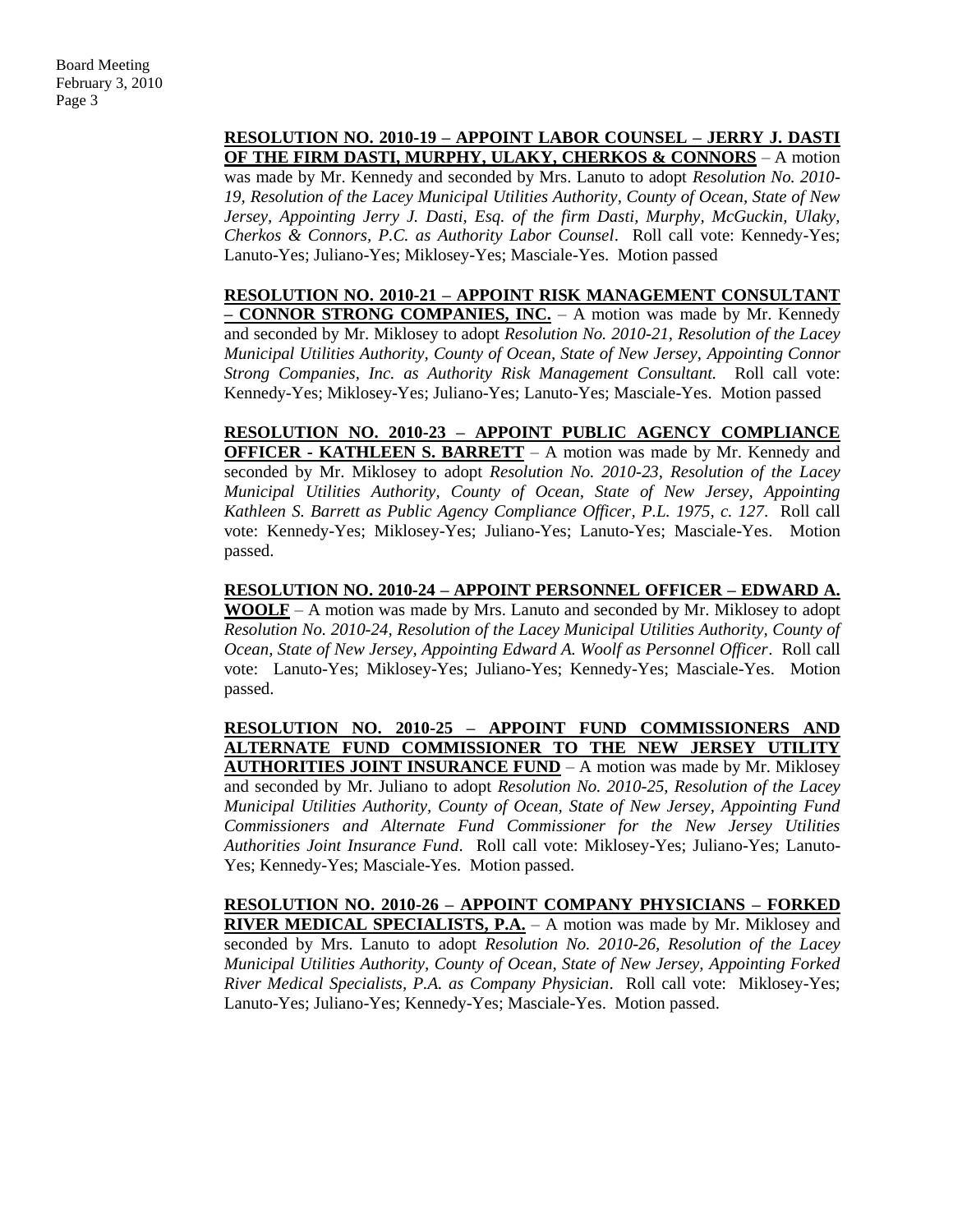**RESOLUTION NO. 2010-19 – APPOINT LABOR COUNSEL – JERRY J. DASTI OF THE FIRM DASTI, MURPHY, ULAKY, CHERKOS & CONNORS** – A motion was made by Mr. Kennedy and seconded by Mrs. Lanuto to adopt *Resolution No. 2010-19, Resolution of the Lacey Municipal Utilities Authority, County of Ocean, State of New Jersey, Appointing Jerry J. Dasti, Esq. of the firm Dasti, Murphy, McGuckin, Ulaky, Cherkos & Connors, P.C. as Authority Labor Counsel*. Roll call vote: Kennedy-Yes; Lanuto-Yes; Juliano-Yes; Miklosey-Yes; Masciale-Yes. Motion passed

**RESOLUTION NO. 2010-21 – APPOINT RISK MANAGEMENT CONSULTANT – CONNOR STRONG COMPANIES, INC.** – A motion was made by Mr. Kennedy and seconded by Mr. Miklosey to adopt *Resolution No. 2010-21, Resolution of the Lacey Municipal Utilities Authority, County of Ocean, State of New Jersey, Appointing Connor Strong Companies, Inc. as Authority Risk Management Consultant.* Roll call vote: Kennedy-Yes; Miklosey-Yes; Juliano-Yes; Lanuto-Yes; Masciale-Yes. Motion passed

**RESOLUTION NO. 2010-23 – APPOINT PUBLIC AGENCY COMPLIANCE OFFICER - KATHLEEN S. BARRETT** – A motion was made by Mr. Kennedy and seconded by Mr. Miklosey to adopt *Resolution No. 2010-23, Resolution of the Lacey Municipal Utilities Authority, County of Ocean, State of New Jersey, Appointing Kathleen S. Barrett as Public Agency Compliance Officer, P.L. 1975, c. 127*. Roll call vote: Kennedy-Yes; Miklosey-Yes; Juliano-Yes; Lanuto-Yes; Masciale-Yes. Motion passed.

**RESOLUTION NO. 2010-24 – APPOINT PERSONNEL OFFICER – EDWARD A. WOOLF** – A motion was made by Mrs. Lanuto and seconded by Mr. Miklosey to adopt *Resolution No. 2010-24, Resolution of the Lacey Municipal Utilities Authority, County of Ocean, State of New Jersey, Appointing Edward A. Woolf as Personnel Officer*. Roll call vote: Lanuto-Yes; Miklosey-Yes; Juliano-Yes; Kennedy-Yes; Masciale-Yes. Motion passed.

**RESOLUTION NO. 2010-25 – APPOINT FUND COMMISSIONERS AND ALTERNATE FUND COMMISSIONER TO THE NEW JERSEY UTILITY AUTHORITIES JOINT INSURANCE FUND** – A motion was made by Mr. Miklosey and seconded by Mr. Juliano to adopt *Resolution No. 2010-25, Resolution of the Lacey Municipal Utilities Authority, County of Ocean, State of New Jersey, Appointing Fund Commissioners and Alternate Fund Commissioner for the New Jersey Utilities Authorities Joint Insurance Fund*. Roll call vote: Miklosey-Yes; Juliano-Yes; Lanuto-Yes; Kennedy-Yes; Masciale-Yes. Motion passed.

**RESOLUTION NO. 2010-26 – APPOINT COMPANY PHYSICIANS – FORKED RIVER MEDICAL SPECIALISTS, P.A.** – A motion was made by Mr. Miklosey and seconded by Mrs. Lanuto to adopt *Resolution No. 2010-26, Resolution of the Lacey Municipal Utilities Authority, County of Ocean, State of New Jersey, Appointing Forked River Medical Specialists, P.A. as Company Physician*. Roll call vote: Miklosey-Yes; Lanuto-Yes; Juliano-Yes; Kennedy-Yes; Masciale-Yes. Motion passed.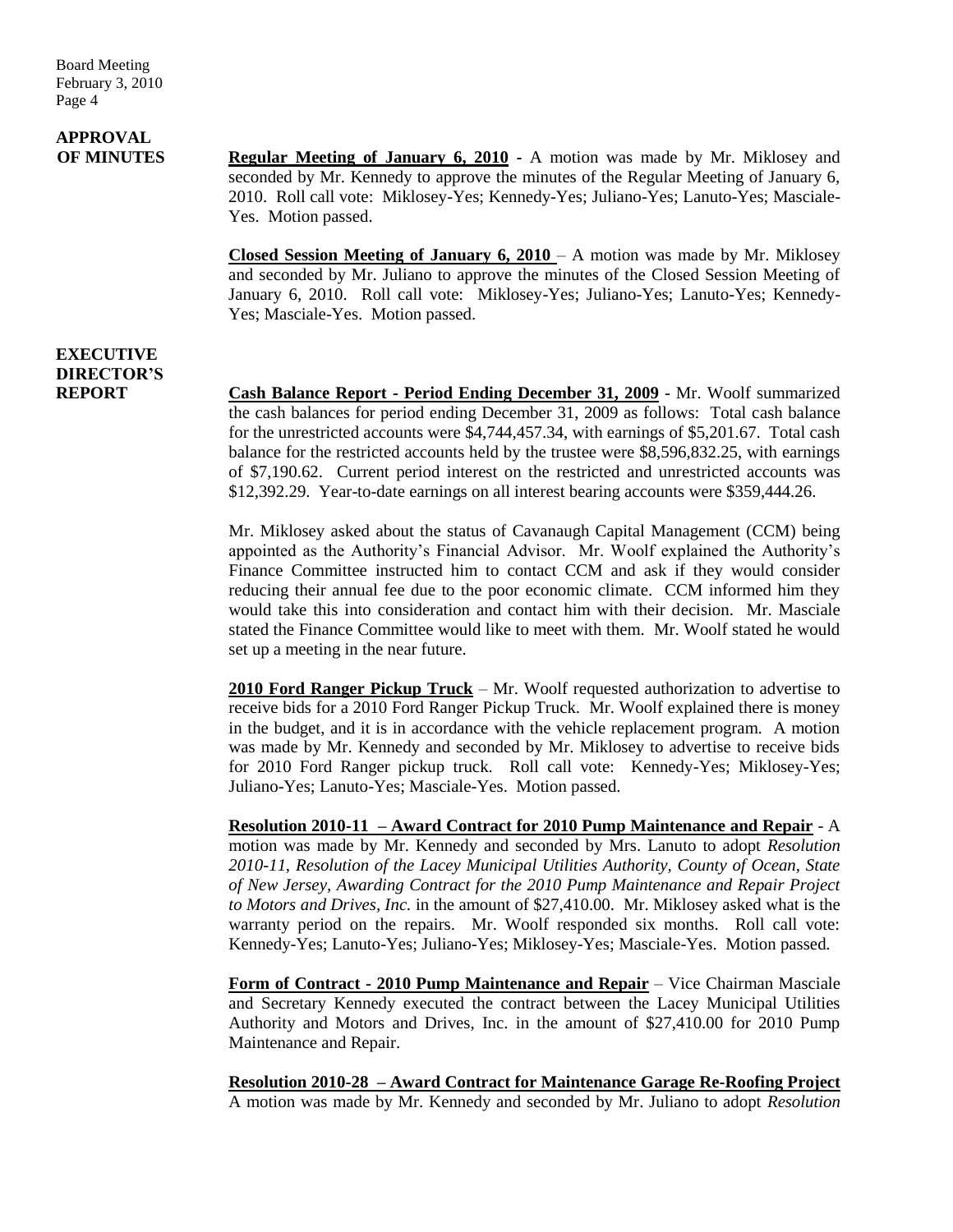**APPROVAL OF MINUTES**

**Regular Meeting of January 6, 2010** - A motion was made by Mr. Miklosey and seconded by Mr. Kennedy to approve the minutes of the Regular Meeting of January 6, 2010. Roll call vote: Miklosey-Yes; Kennedy-Yes; Juliano-Yes; Lanuto-Yes; Masciale-Yes. Motion passed.

**Closed Session Meeting of January 6, 2010** – A motion was made by Mr. Miklosey and seconded by Mr. Juliano to approve the minutes of the Closed Session Meeting of January 6, 2010. Roll call vote: Miklosey-Yes; Juliano-Yes; Lanuto-Yes; Kennedy-Yes; Masciale-Yes. Motion passed.

**EXECUTIVE DIRECTOR'S REPORT**

**Cash Balance Report - Period Ending December 31, 2009** - Mr. Woolf summarized the cash balances for period ending December 31, 2009 as follows: Total cash balance for the unrestricted accounts were $4,744,457.34, with earnings of $5,201.67. Total cash balance for the restricted accounts held by the trustee were $8,596,832.25, with earnings of $7,190.62. Current period interest on the restricted and unrestricted accounts was $12,392.29. Year-to-date earnings on all interest bearing accounts were $359,444.26.

Mr. Miklosey asked about the status of Cavanaugh Capital Management (CCM) being appointed as the Authority's Financial Advisor. Mr. Woolf explained the Authority's Finance Committee instructed him to contact CCM and ask if they would consider reducing their annual fee due to the poor economic climate. CCM informed him they would take this into consideration and contact him with their decision. Mr. Masciale stated the Finance Committee would like to meet with them. Mr. Woolf stated he would set up a meeting in the near future.

**2010 Ford Ranger Pickup Truck** – Mr. Woolf requested authorization to advertise to receive bids for a 2010 Ford Ranger Pickup Truck. Mr. Woolf explained there is money in the budget, and it is in accordance with the vehicle replacement program. A motion was made by Mr. Kennedy and seconded by Mr. Miklosey to advertise to receive bids for 2010 Ford Ranger pickup truck. Roll call vote: Kennedy-Yes; Miklosey-Yes; Juliano-Yes; Lanuto-Yes; Masciale-Yes. Motion passed.

**Resolution 2010-11 – Award Contract for 2010 Pump Maintenance and Repair** - A motion was made by Mr. Kennedy and seconded by Mrs. Lanuto to adopt *Resolution 2010-11, Resolution of the Lacey Municipal Utilities Authority, County of Ocean, State of New Jersey, Awarding Contract for the 2010 Pump Maintenance and Repair Project to Motors and Drives, Inc.* in the amount of $27,410.00. Mr. Miklosey asked what is the warranty period on the repairs. Mr. Woolf responded six months. Roll call vote: Kennedy-Yes; Lanuto-Yes; Juliano-Yes; Miklosey-Yes; Masciale-Yes. Motion passed.

**Form of Contract - 2010 Pump Maintenance and Repair** – Vice Chairman Masciale and Secretary Kennedy executed the contract between the Lacey Municipal Utilities Authority and Motors and Drives, Inc. in the amount of $27,410.00 for 2010 Pump Maintenance and Repair.

**Resolution 2010-28 – Award Contract for Maintenance Garage Re-Roofing Project**
A motion was made by Mr. Kennedy and seconded by Mr. Juliano to adopt *Resolution*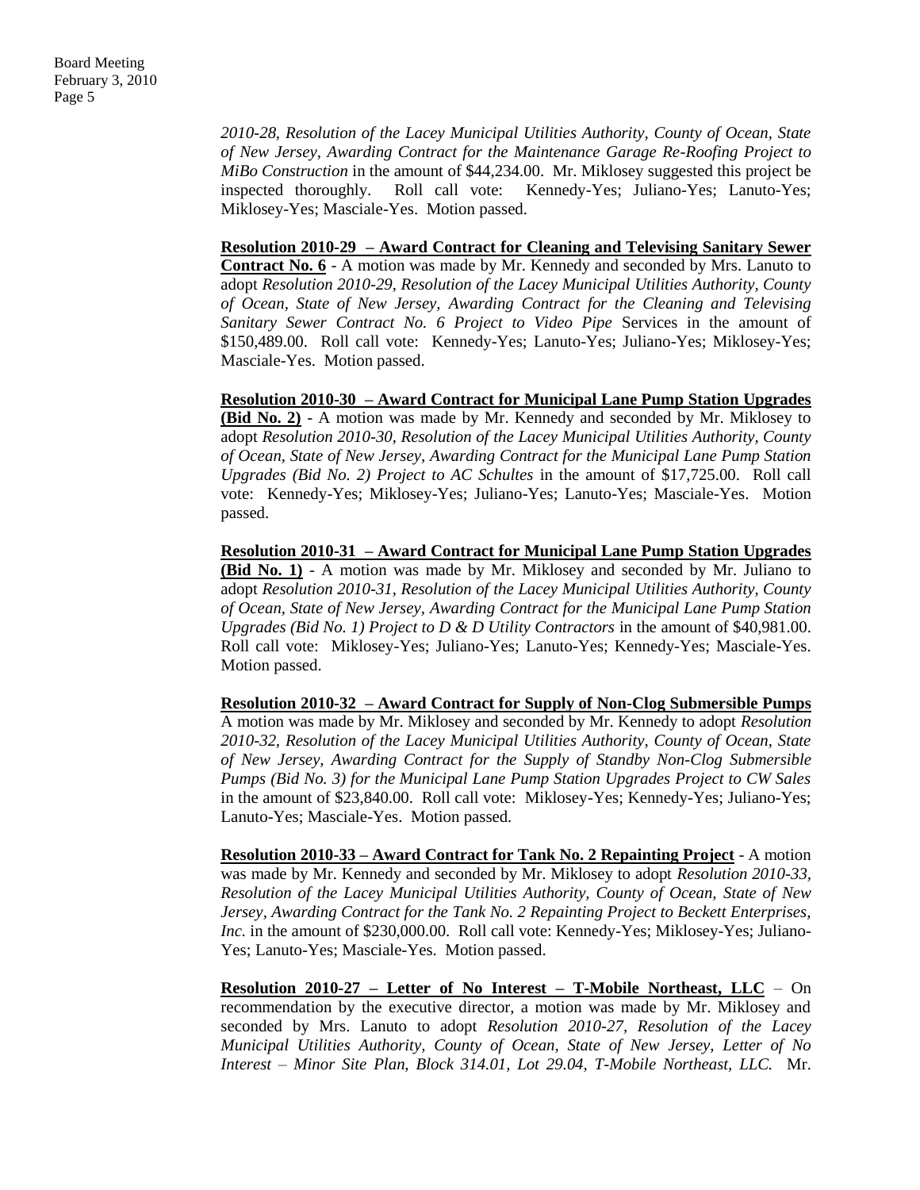*2010-28, Resolution of the Lacey Municipal Utilities Authority, County of Ocean, State of New Jersey, Awarding Contract for the Maintenance Garage Re-Roofing Project to MiBo Construction* in the amount of $44,234.00. Mr. Miklosey suggested this project be inspected thoroughly. Roll call vote: Kennedy-Yes; Juliano-Yes; Lanuto-Yes; Miklosey-Yes; Masciale-Yes. Motion passed.

**Resolution 2010-29 – Award Contract for Cleaning and Televising Sanitary Sewer Contract No. 6** - A motion was made by Mr. Kennedy and seconded by Mrs. Lanuto to adopt *Resolution 2010-29, Resolution of the Lacey Municipal Utilities Authority, County of Ocean, State of New Jersey, Awarding Contract for the Cleaning and Televising Sanitary Sewer Contract No. 6 Project to Video Pipe* Services in the amount of $150,489.00. Roll call vote: Kennedy-Yes; Lanuto-Yes; Juliano-Yes; Miklosey-Yes; Masciale-Yes. Motion passed.

**Resolution 2010-30 – Award Contract for Municipal Lane Pump Station Upgrades (Bid No. 2)** - A motion was made by Mr. Kennedy and seconded by Mr. Miklosey to adopt *Resolution 2010-30, Resolution of the Lacey Municipal Utilities Authority, County of Ocean, State of New Jersey, Awarding Contract for the Municipal Lane Pump Station Upgrades (Bid No. 2) Project to AC Schultes* in the amount of $17,725.00. Roll call vote: Kennedy-Yes; Miklosey-Yes; Juliano-Yes; Lanuto-Yes; Masciale-Yes. Motion passed.

**Resolution 2010-31 – Award Contract for Municipal Lane Pump Station Upgrades (Bid No. 1)** - A motion was made by Mr. Miklosey and seconded by Mr. Juliano to adopt *Resolution 2010-31, Resolution of the Lacey Municipal Utilities Authority, County of Ocean, State of New Jersey, Awarding Contract for the Municipal Lane Pump Station Upgrades (Bid No. 1) Project to D & D Utility Contractors* in the amount of $40,981.00. Roll call vote: Miklosey-Yes; Juliano-Yes; Lanuto-Yes; Kennedy-Yes; Masciale-Yes. Motion passed.

**Resolution 2010-32 – Award Contract for Supply of Non-Clog Submersible Pumps** A motion was made by Mr. Miklosey and seconded by Mr. Kennedy to adopt *Resolution 2010-32, Resolution of the Lacey Municipal Utilities Authority, County of Ocean, State of New Jersey, Awarding Contract for the Supply of Standby Non-Clog Submersible Pumps (Bid No. 3) for the Municipal Lane Pump Station Upgrades Project to CW Sales* in the amount of $23,840.00. Roll call vote: Miklosey-Yes; Kennedy-Yes; Juliano-Yes; Lanuto-Yes; Masciale-Yes. Motion passed.

**Resolution 2010-33 – Award Contract for Tank No. 2 Repainting Project** - A motion was made by Mr. Kennedy and seconded by Mr. Miklosey to adopt *Resolution 2010-33, Resolution of the Lacey Municipal Utilities Authority, County of Ocean, State of New Jersey, Awarding Contract for the Tank No. 2 Repainting Project to Beckett Enterprises, Inc.* in the amount of $230,000.00. Roll call vote: Kennedy-Yes; Miklosey-Yes; Juliano-Yes; Lanuto-Yes; Masciale-Yes. Motion passed.

**Resolution 2010-27 – Letter of No Interest – T-Mobile Northeast, LLC** – On recommendation by the executive director, a motion was made by Mr. Miklosey and seconded by Mrs. Lanuto to adopt *Resolution 2010-27, Resolution of the Lacey Municipal Utilities Authority, County of Ocean, State of New Jersey, Letter of No Interest – Minor Site Plan, Block 314.01, Lot 29.04, T-Mobile Northeast, LLC.* Mr.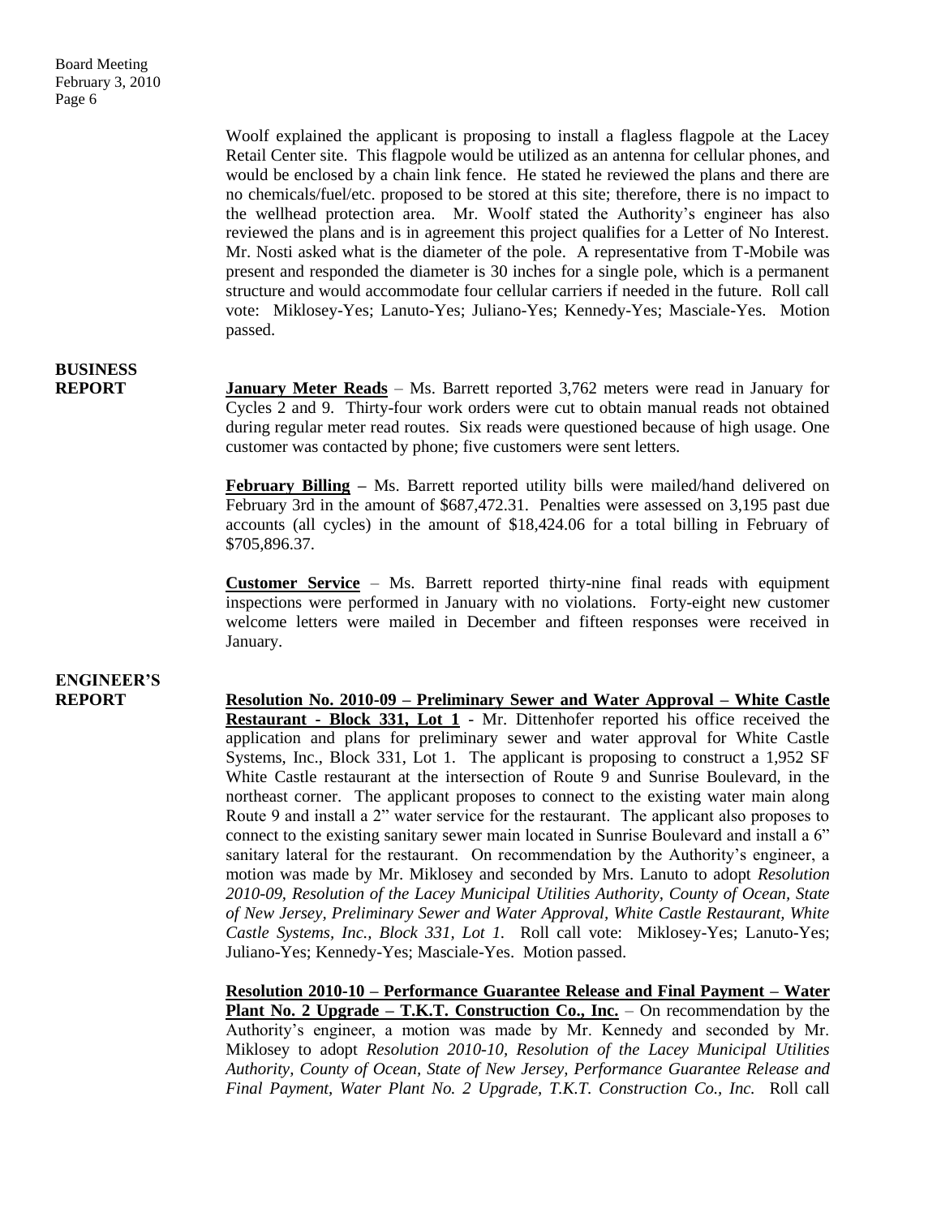Woolf explained the applicant is proposing to install a flagless flagpole at the Lacey Retail Center site. This flagpole would be utilized as an antenna for cellular phones, and would be enclosed by a chain link fence. He stated he reviewed the plans and there are no chemicals/fuel/etc. proposed to be stored at this site; therefore, there is no impact to the wellhead protection area. Mr. Woolf stated the Authority's engineer has also reviewed the plans and is in agreement this project qualifies for a Letter of No Interest. Mr. Nosti asked what is the diameter of the pole. A representative from T-Mobile was present and responded the diameter is 30 inches for a single pole, which is a permanent structure and would accommodate four cellular carriers if needed in the future. Roll call vote: Miklosey-Yes; Lanuto-Yes; Juliano-Yes; Kennedy-Yes; Masciale-Yes. Motion passed.

**BUSINESS REPORT**

**January Meter Reads** – Ms. Barrett reported 3,762 meters were read in January for Cycles 2 and 9. Thirty-four work orders were cut to obtain manual reads not obtained during regular meter read routes. Six reads were questioned because of high usage. One customer was contacted by phone; five customers were sent letters.

**February Billing** – Ms. Barrett reported utility bills were mailed/hand delivered on February 3rd in the amount of $687,472.31. Penalties were assessed on 3,195 past due accounts (all cycles) in the amount of $18,424.06 for a total billing in February of $705,896.37.

**Customer Service** – Ms. Barrett reported thirty-nine final reads with equipment inspections were performed in January with no violations. Forty-eight new customer welcome letters were mailed in December and fifteen responses were received in January.

**ENGINEER'S REPORT**

**Resolution No. 2010-09 – Preliminary Sewer and Water Approval – White Castle Restaurant - Block 331, Lot 1** - Mr. Dittenhofer reported his office received the application and plans for preliminary sewer and water approval for White Castle Systems, Inc., Block 331, Lot 1. The applicant is proposing to construct a 1,952 SF White Castle restaurant at the intersection of Route 9 and Sunrise Boulevard, in the northeast corner. The applicant proposes to connect to the existing water main along Route 9 and install a 2" water service for the restaurant. The applicant also proposes to connect to the existing sanitary sewer main located in Sunrise Boulevard and install a 6" sanitary lateral for the restaurant. On recommendation by the Authority's engineer, a motion was made by Mr. Miklosey and seconded by Mrs. Lanuto to adopt *Resolution 2010-09, Resolution of the Lacey Municipal Utilities Authority, County of Ocean, State of New Jersey, Preliminary Sewer and Water Approval, White Castle Restaurant, White Castle Systems, Inc., Block 331, Lot 1.* Roll call vote: Miklosey-Yes; Lanuto-Yes; Juliano-Yes; Kennedy-Yes; Masciale-Yes. Motion passed.

**Resolution 2010-10 – Performance Guarantee Release and Final Payment – Water Plant No. 2 Upgrade – T.K.T. Construction Co., Inc.** – On recommendation by the Authority's engineer, a motion was made by Mr. Kennedy and seconded by Mr. Miklosey to adopt *Resolution 2010-10, Resolution of the Lacey Municipal Utilities Authority, County of Ocean, State of New Jersey, Performance Guarantee Release and Final Payment, Water Plant No. 2 Upgrade, T.K.T. Construction Co., Inc.* Roll call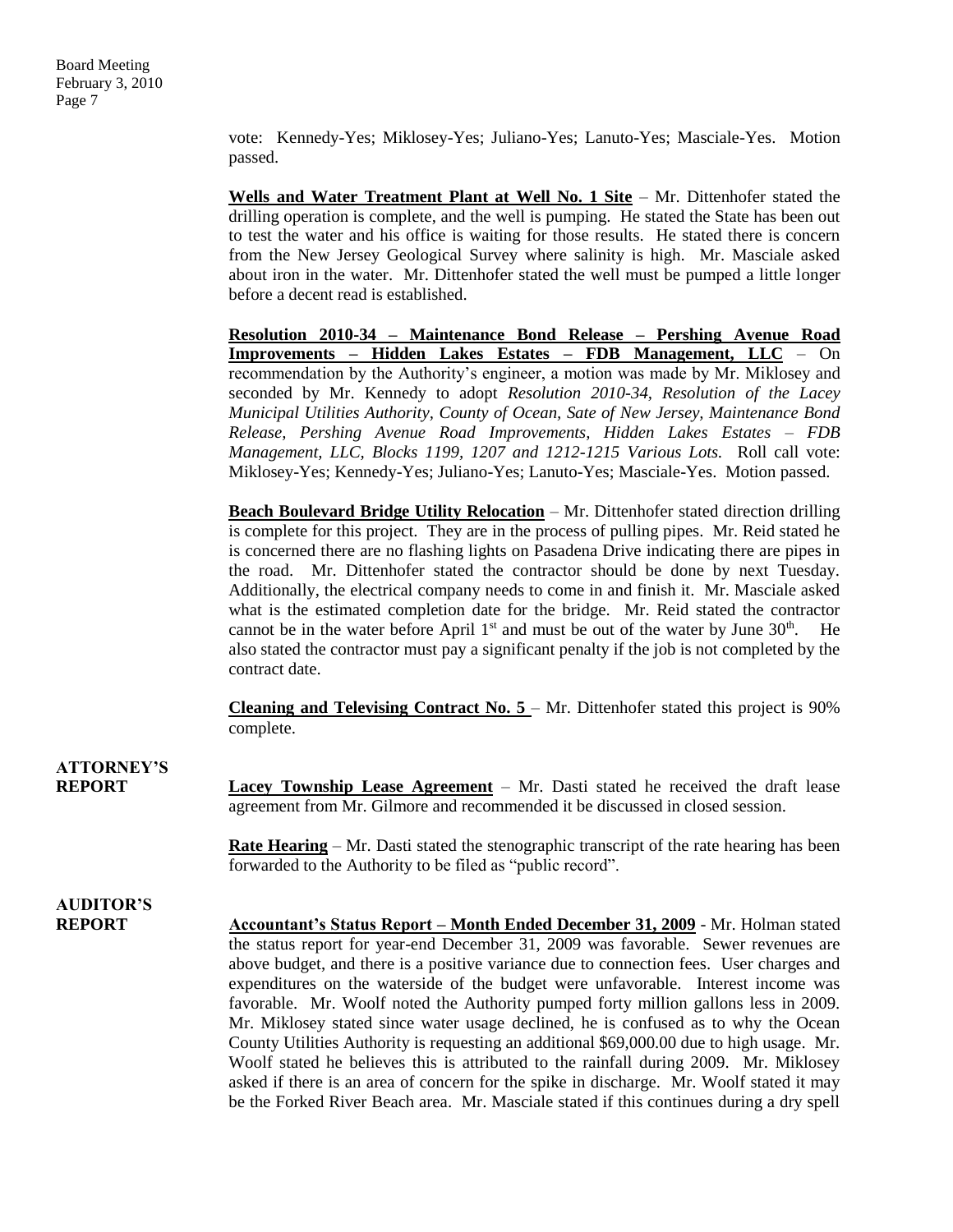vote: Kennedy-Yes; Miklosey-Yes; Juliano-Yes; Lanuto-Yes; Masciale-Yes. Motion passed.

**Wells and Water Treatment Plant at Well No. 1 Site** – Mr. Dittenhofer stated the drilling operation is complete, and the well is pumping. He stated the State has been out to test the water and his office is waiting for those results. He stated there is concern from the New Jersey Geological Survey where salinity is high. Mr. Masciale asked about iron in the water. Mr. Dittenhofer stated the well must be pumped a little longer before a decent read is established.

**Resolution 2010-34 – Maintenance Bond Release – Pershing Avenue Road Improvements – Hidden Lakes Estates – FDB Management, LLC** – On recommendation by the Authority's engineer, a motion was made by Mr. Miklosey and seconded by Mr. Kennedy to adopt *Resolution 2010-34, Resolution of the Lacey Municipal Utilities Authority, County of Ocean, Sate of New Jersey, Maintenance Bond Release, Pershing Avenue Road Improvements, Hidden Lakes Estates – FDB Management, LLC, Blocks 1199, 1207 and 1212-1215 Various Lots.* Roll call vote: Miklosey-Yes; Kennedy-Yes; Juliano-Yes; Lanuto-Yes; Masciale-Yes. Motion passed.

**Beach Boulevard Bridge Utility Relocation** – Mr. Dittenhofer stated direction drilling is complete for this project. They are in the process of pulling pipes. Mr. Reid stated he is concerned there are no flashing lights on Pasadena Drive indicating there are pipes in the road. Mr. Dittenhofer stated the contractor should be done by next Tuesday. Additionally, the electrical company needs to come in and finish it. Mr. Masciale asked what is the estimated completion date for the bridge. Mr. Reid stated the contractor cannot be in the water before April 1st and must be out of the water by June 30th. He also stated the contractor must pay a significant penalty if the job is not completed by the contract date.

**Cleaning and Televising Contract No. 5** – Mr. Dittenhofer stated this project is 90% complete.

**ATTORNEY'S REPORT**

**Lacey Township Lease Agreement** – Mr. Dasti stated he received the draft lease agreement from Mr. Gilmore and recommended it be discussed in closed session.

**Rate Hearing** – Mr. Dasti stated the stenographic transcript of the rate hearing has been forwarded to the Authority to be filed as "public record".

**AUDITOR'S REPORT**

**Accountant's Status Report – Month Ended December 31, 2009** - Mr. Holman stated the status report for year-end December 31, 2009 was favorable. Sewer revenues are above budget, and there is a positive variance due to connection fees. User charges and expenditures on the waterside of the budget were unfavorable. Interest income was favorable. Mr. Woolf noted the Authority pumped forty million gallons less in 2009. Mr. Miklosey stated since water usage declined, he is confused as to why the Ocean County Utilities Authority is requesting an additional $69,000.00 due to high usage. Mr. Woolf stated he believes this is attributed to the rainfall during 2009. Mr. Miklosey asked if there is an area of concern for the spike in discharge. Mr. Woolf stated it may be the Forked River Beach area. Mr. Masciale stated if this continues during a dry spell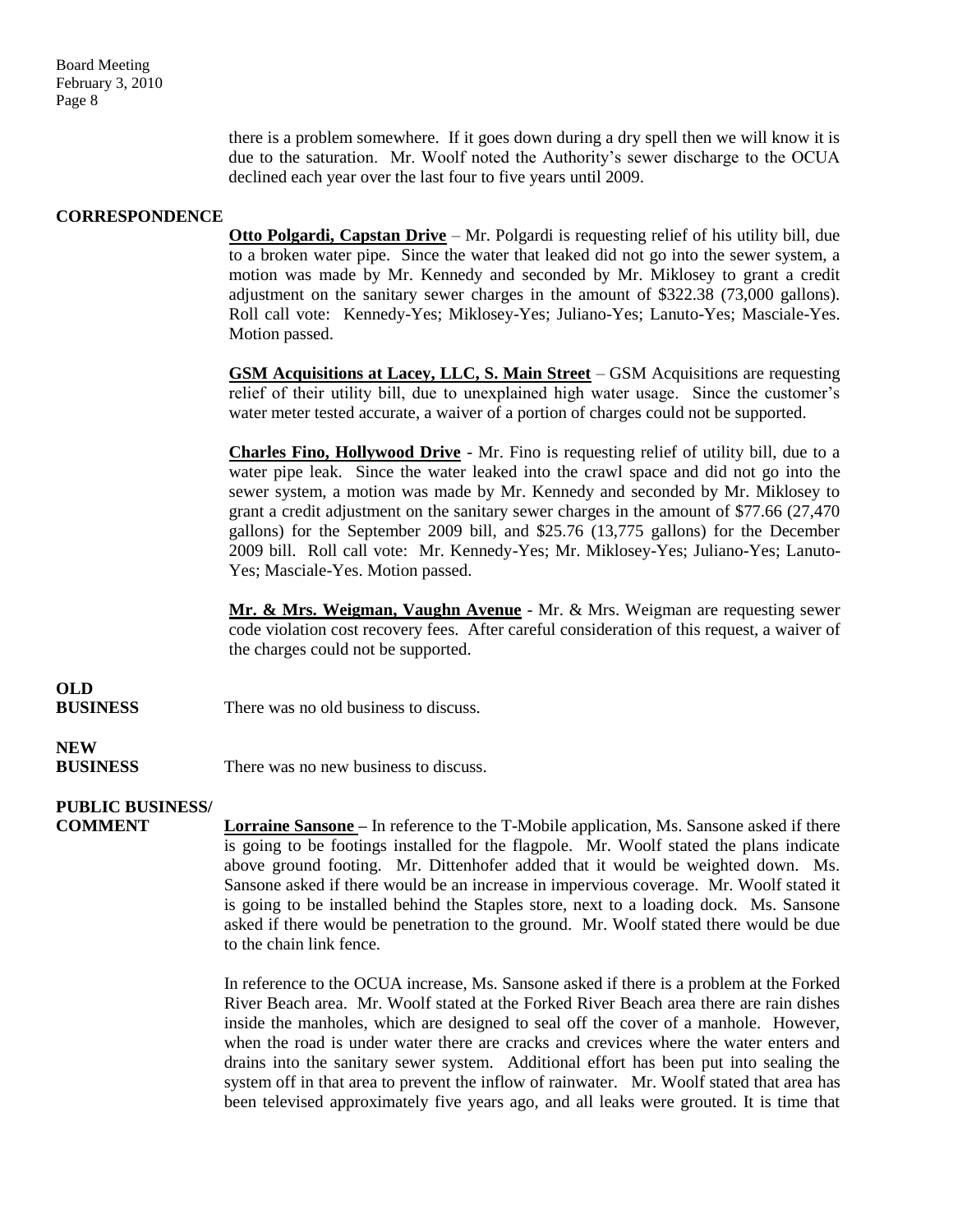there is a problem somewhere. If it goes down during a dry spell then we will know it is due to the saturation. Mr. Woolf noted the Authority's sewer discharge to the OCUA declined each year over the last four to five years until 2009.

**CORRESPONDENCE**

**Otto Polgardi, Capstan Drive** – Mr. Polgardi is requesting relief of his utility bill, due to a broken water pipe. Since the water that leaked did not go into the sewer system, a motion was made by Mr. Kennedy and seconded by Mr. Miklosey to grant a credit adjustment on the sanitary sewer charges in the amount of $322.38 (73,000 gallons). Roll call vote: Kennedy-Yes; Miklosey-Yes; Juliano-Yes; Lanuto-Yes; Masciale-Yes. Motion passed.

**GSM Acquisitions at Lacey, LLC, S. Main Street** – GSM Acquisitions are requesting relief of their utility bill, due to unexplained high water usage. Since the customer's water meter tested accurate, a waiver of a portion of charges could not be supported.

**Charles Fino, Hollywood Drive** - Mr. Fino is requesting relief of utility bill, due to a water pipe leak. Since the water leaked into the crawl space and did not go into the sewer system, a motion was made by Mr. Kennedy and seconded by Mr. Miklosey to grant a credit adjustment on the sanitary sewer charges in the amount of $77.66 (27,470 gallons) for the September 2009 bill, and $25.76 (13,775 gallons) for the December 2009 bill. Roll call vote: Mr. Kennedy-Yes; Mr. Miklosey-Yes; Juliano-Yes; Lanuto-Yes; Masciale-Yes. Motion passed.

**Mr. & Mrs. Weigman, Vaughn Avenue** - Mr. & Mrs. Weigman are requesting sewer code violation cost recovery fees. After careful consideration of this request, a waiver of the charges could not be supported.

**OLD BUSINESS**

There was no old business to discuss.

**NEW BUSINESS**

There was no new business to discuss.

**PUBLIC BUSINESS/ COMMENT**

**Lorraine Sansone** – In reference to the T-Mobile application, Ms. Sansone asked if there is going to be footings installed for the flagpole. Mr. Woolf stated the plans indicate above ground footing. Mr. Dittenhofer added that it would be weighted down. Ms. Sansone asked if there would be an increase in impervious coverage. Mr. Woolf stated it is going to be installed behind the Staples store, next to a loading dock. Ms. Sansone asked if there would be penetration to the ground. Mr. Woolf stated there would be due to the chain link fence.

In reference to the OCUA increase, Ms. Sansone asked if there is a problem at the Forked River Beach area. Mr. Woolf stated at the Forked River Beach area there are rain dishes inside the manholes, which are designed to seal off the cover of a manhole. However, when the road is under water there are cracks and crevices where the water enters and drains into the sanitary sewer system. Additional effort has been put into sealing the system off in that area to prevent the inflow of rainwater. Mr. Woolf stated that area has been televised approximately five years ago, and all leaks were grouted. It is time that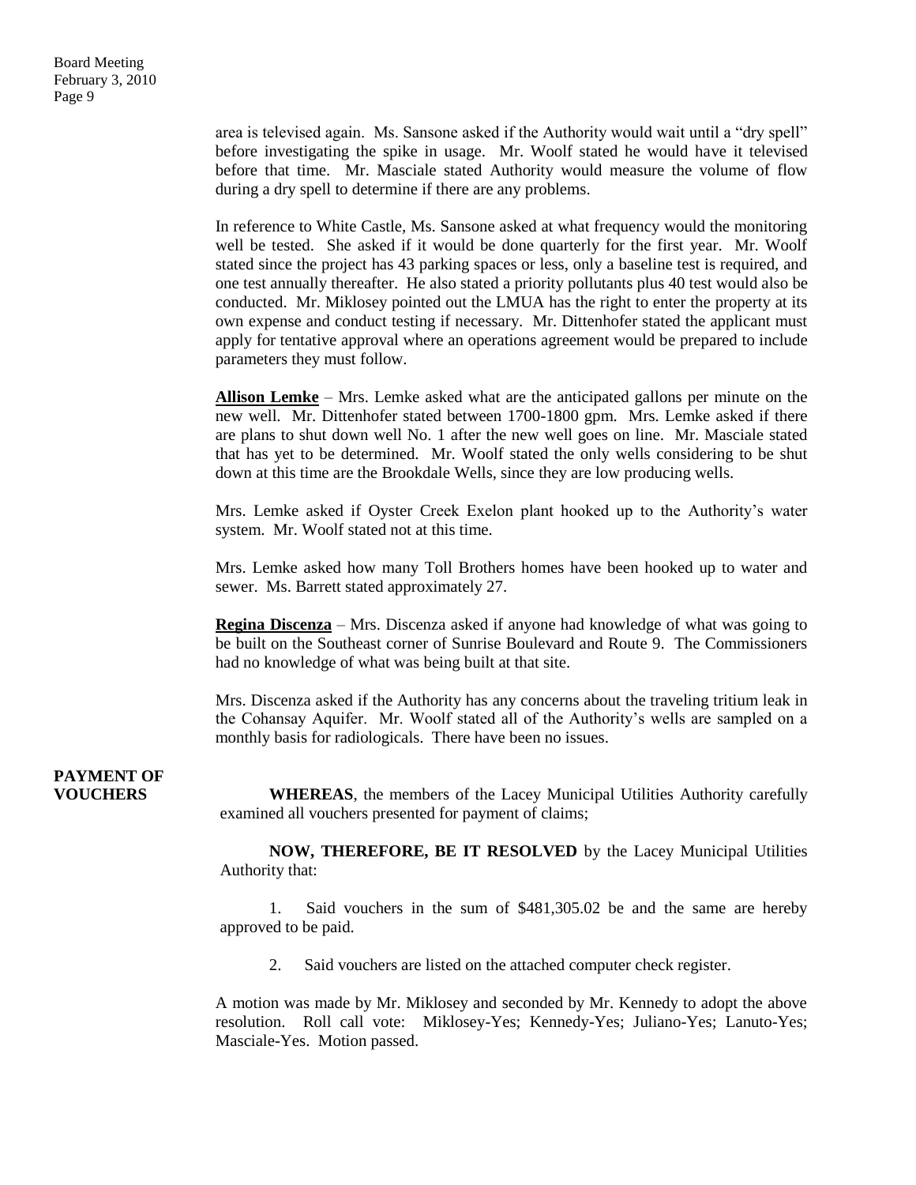area is televised again. Ms. Sansone asked if the Authority would wait until a "dry spell" before investigating the spike in usage. Mr. Woolf stated he would have it televised before that time. Mr. Masciale stated Authority would measure the volume of flow during a dry spell to determine if there are any problems.

In reference to White Castle, Ms. Sansone asked at what frequency would the monitoring well be tested. She asked if it would be done quarterly for the first year. Mr. Woolf stated since the project has 43 parking spaces or less, only a baseline test is required, and one test annually thereafter. He also stated a priority pollutants plus 40 test would also be conducted. Mr. Miklosey pointed out the LMUA has the right to enter the property at its own expense and conduct testing if necessary. Mr. Dittenhofer stated the applicant must apply for tentative approval where an operations agreement would be prepared to include parameters they must follow.

**Allison Lemke** – Mrs. Lemke asked what are the anticipated gallons per minute on the new well. Mr. Dittenhofer stated between 1700-1800 gpm. Mrs. Lemke asked if there are plans to shut down well No. 1 after the new well goes on line. Mr. Masciale stated that has yet to be determined. Mr. Woolf stated the only wells considering to be shut down at this time are the Brookdale Wells, since they are low producing wells.

Mrs. Lemke asked if Oyster Creek Exelon plant hooked up to the Authority's water system. Mr. Woolf stated not at this time.

Mrs. Lemke asked how many Toll Brothers homes have been hooked up to water and sewer. Ms. Barrett stated approximately 27.

**Regina Discenza** – Mrs. Discenza asked if anyone had knowledge of what was going to be built on the Southeast corner of Sunrise Boulevard and Route 9. The Commissioners had no knowledge of what was being built at that site.

Mrs. Discenza asked if the Authority has any concerns about the traveling tritium leak in the Cohansay Aquifer. Mr. Woolf stated all of the Authority's wells are sampled on a monthly basis for radiologicals. There have been no issues.

**PAYMENT OF VOUCHERS**

**WHEREAS**, the members of the Lacey Municipal Utilities Authority carefully examined all vouchers presented for payment of claims;

**NOW, THEREFORE, BE IT RESOLVED** by the Lacey Municipal Utilities Authority that:

1. Said vouchers in the sum of $481,305.02 be and the same are hereby approved to be paid.

2. Said vouchers are listed on the attached computer check register.

A motion was made by Mr. Miklosey and seconded by Mr. Kennedy to adopt the above resolution. Roll call vote: Miklosey-Yes; Kennedy-Yes; Juliano-Yes; Lanuto-Yes; Masciale-Yes. Motion passed.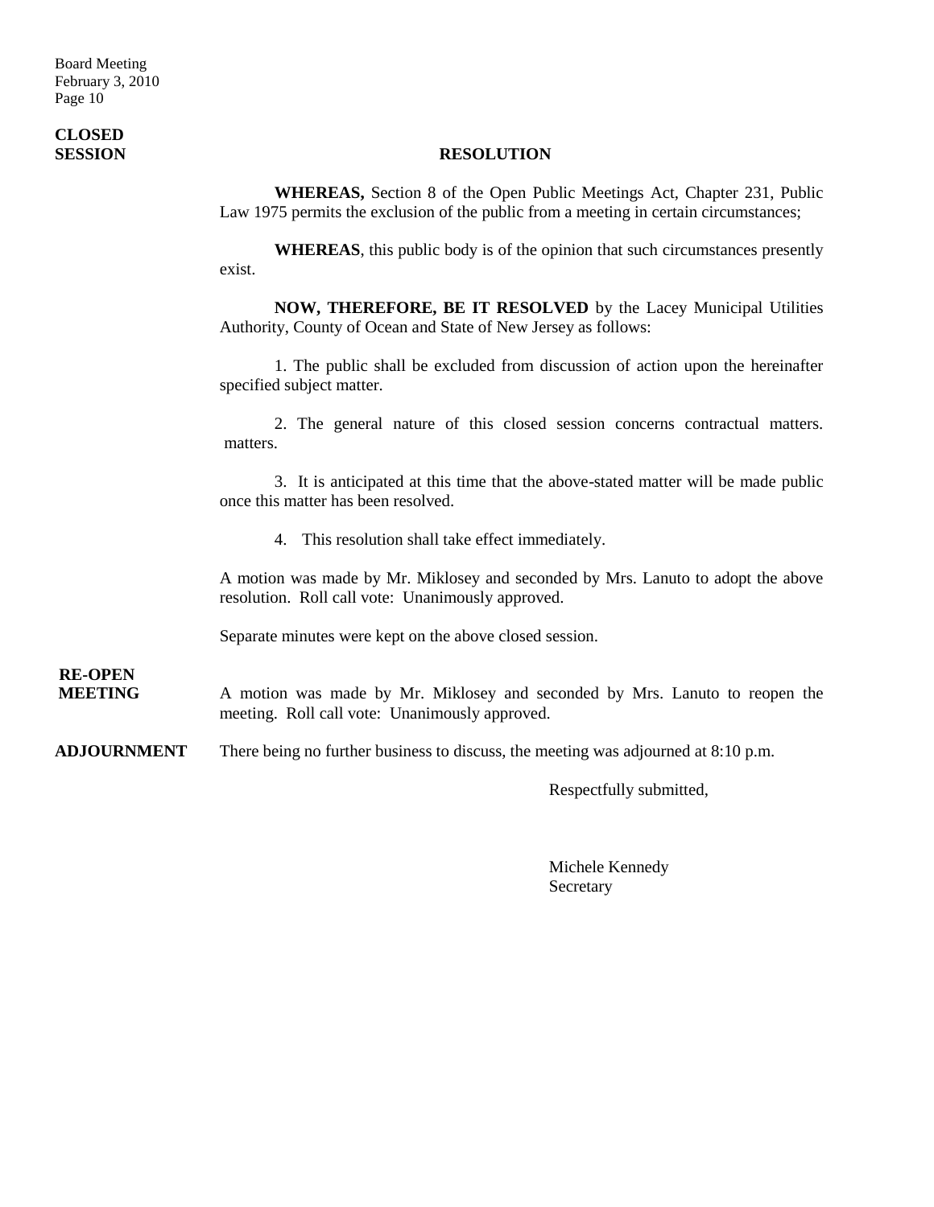**CLOSED SESSION**

**RESOLUTION**

**WHEREAS,** Section 8 of the Open Public Meetings Act, Chapter 231, Public Law 1975 permits the exclusion of the public from a meeting in certain circumstances;

**WHEREAS**, this public body is of the opinion that such circumstances presently exist.

**NOW, THEREFORE, BE IT RESOLVED** by the Lacey Municipal Utilities Authority, County of Ocean and State of New Jersey as follows:

1. The public shall be excluded from discussion of action upon the hereinafter specified subject matter.

2. The general nature of this closed session concerns contractual matters. matters.

3. It is anticipated at this time that the above-stated matter will be made public once this matter has been resolved.

4. This resolution shall take effect immediately.

A motion was made by Mr. Miklosey and seconded by Mrs. Lanuto to adopt the above resolution. Roll call vote: Unanimously approved.

Separate minutes were kept on the above closed session.

**RE-OPEN MEETING**

A motion was made by Mr. Miklosey and seconded by Mrs. Lanuto to reopen the meeting. Roll call vote: Unanimously approved.

**ADJOURNMENT**

There being no further business to discuss, the meeting was adjourned at 8:10 p.m.

Respectfully submitted,

Michele Kennedy
Secretary